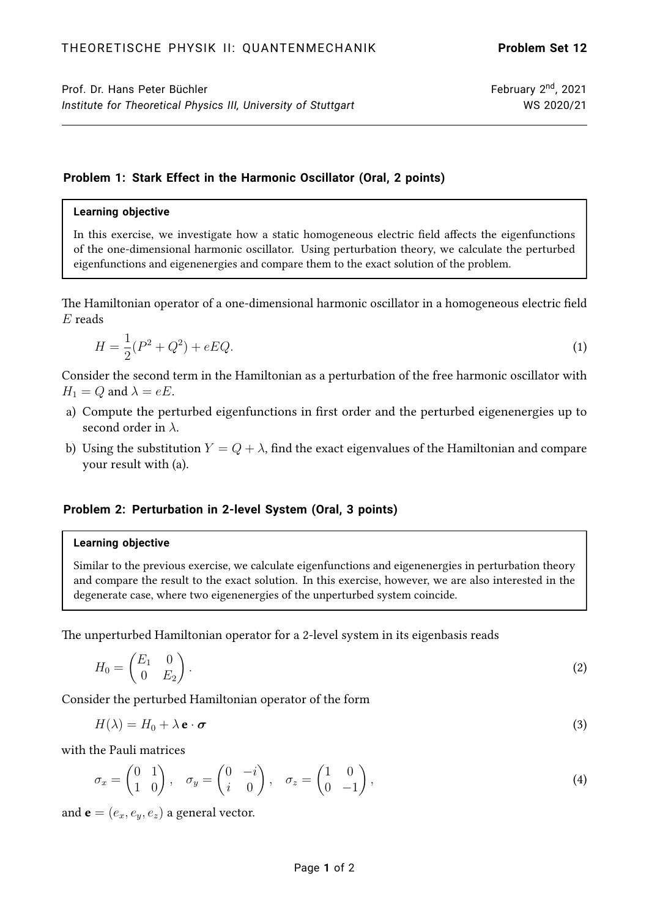THEORETISCHE PHYSIK II: QUANTENMECHANIK **Problem Set 12**

Prof. Dr. Hans Peter Büchler
*Institute for Theoretical Physics III, University of Stuttgart*

February 2nd, 2021
WS 2020/21

---

### Problem 1: Stark Effect in the Harmonic Oscillator (Oral, 2 points)

> **Learning objective**
>
> In this exercise, we investigate how a static homogeneous electric field affects the eigenfunctions of the one-dimensional harmonic oscillator. Using perturbation theory, we calculate the perturbed eigenfunctions and eigenenergies and compare them to the exact solution of the problem.

The Hamiltonian operator of a one-dimensional harmonic oscillator in a homogeneous electric field $E$ reads

$$H = \frac{1}{2}(P^2 + Q^2) + eEQ. \tag{1}$$

Consider the second term in the Hamiltonian as a perturbation of the free harmonic oscillator with $H_1 = Q$ and $\lambda = eE$.

a) Compute the perturbed eigenfunctions in first order and the perturbed eigenenergies up to second order in $\lambda$.

b) Using the substitution $Y = Q + \lambda$, find the exact eigenvalues of the Hamiltonian and compare your result with (a).

### Problem 2: Perturbation in 2-level System (Oral, 3 points)

> **Learning objective**
>
> Similar to the previous exercise, we calculate eigenfunctions and eigenenergies in perturbation theory and compare the result to the exact solution. In this exercise, however, we are also interested in the degenerate case, where two eigenenergies of the unperturbed system coincide.

The unperturbed Hamiltonian operator for a 2-level system in its eigenbasis reads

$$H_0 = \begin{pmatrix} E_1 & 0 \\ 0 & E_2 \end{pmatrix}. \tag{2}$$

Consider the perturbed Hamiltonian operator of the form

$$H(\lambda) = H_0 + \lambda\, \mathbf{e} \cdot \boldsymbol{\sigma} \tag{3}$$

with the Pauli matrices

$$\sigma_x = \begin{pmatrix} 0 & 1 \\ 1 & 0 \end{pmatrix}, \quad \sigma_y = \begin{pmatrix} 0 & -i \\ i & 0 \end{pmatrix}, \quad \sigma_z = \begin{pmatrix} 1 & 0 \\ 0 & -1 \end{pmatrix}, \tag{4}$$

and $\mathbf{e} = (e_x, e_y, e_z)$ a general vector.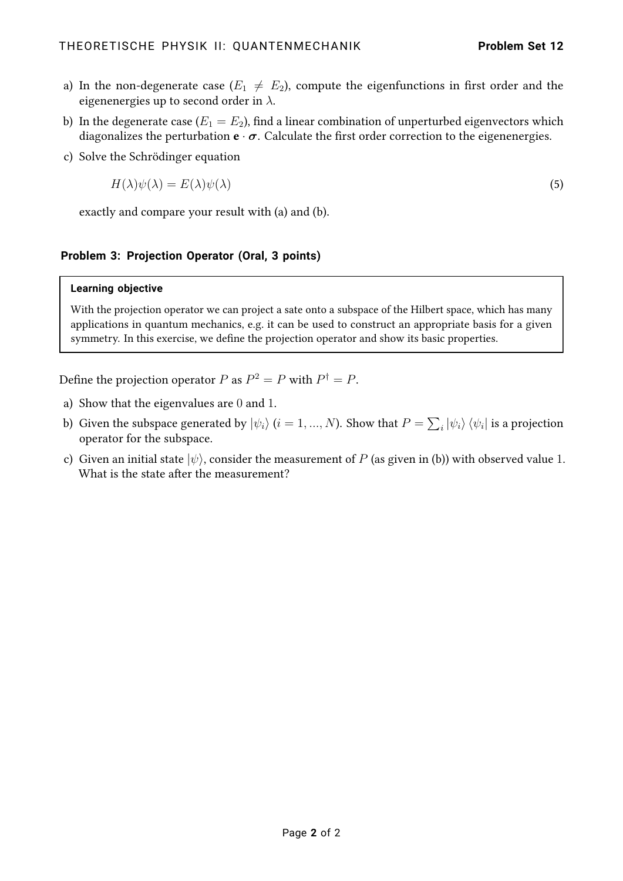a) In the non-degenerate case ($E_1 \neq E_2$), compute the eigenfunctions in first order and the eigenenergies up to second order in $\lambda$.

b) In the degenerate case ($E_1 = E_2$), find a linear combination of unperturbed eigenvectors which diagonalizes the perturbation $\mathbf{e} \cdot \boldsymbol{\sigma}$. Calculate the first order correction to the eigenenergies.

c) Solve the Schrödinger equation

$$H(\lambda)\psi(\lambda) = E(\lambda)\psi(\lambda) \tag{5}$$

exactly and compare your result with (a) and (b).

### Problem 3: Projection Operator (Oral, 3 points)

> **Learning objective**
>
> With the projection operator we can project a sate onto a subspace of the Hilbert space, which has many applications in quantum mechanics, e.g. it can be used to construct an appropriate basis for a given symmetry. In this exercise, we define the projection operator and show its basic properties.

Define the projection operator $P$ as $P^2 = P$ with $P^\dagger = P$.

a) Show that the eigenvalues are $0$ and $1$.

b) Given the subspace generated by $|\psi_i\rangle$ ($i = 1, ..., N$). Show that $P = \sum_i |\psi_i\rangle \langle\psi_i|$ is a projection operator for the subspace.

c) Given an initial state $|\psi\rangle$, consider the measurement of $P$ (as given in (b)) with observed value $1$. What is the state after the measurement?